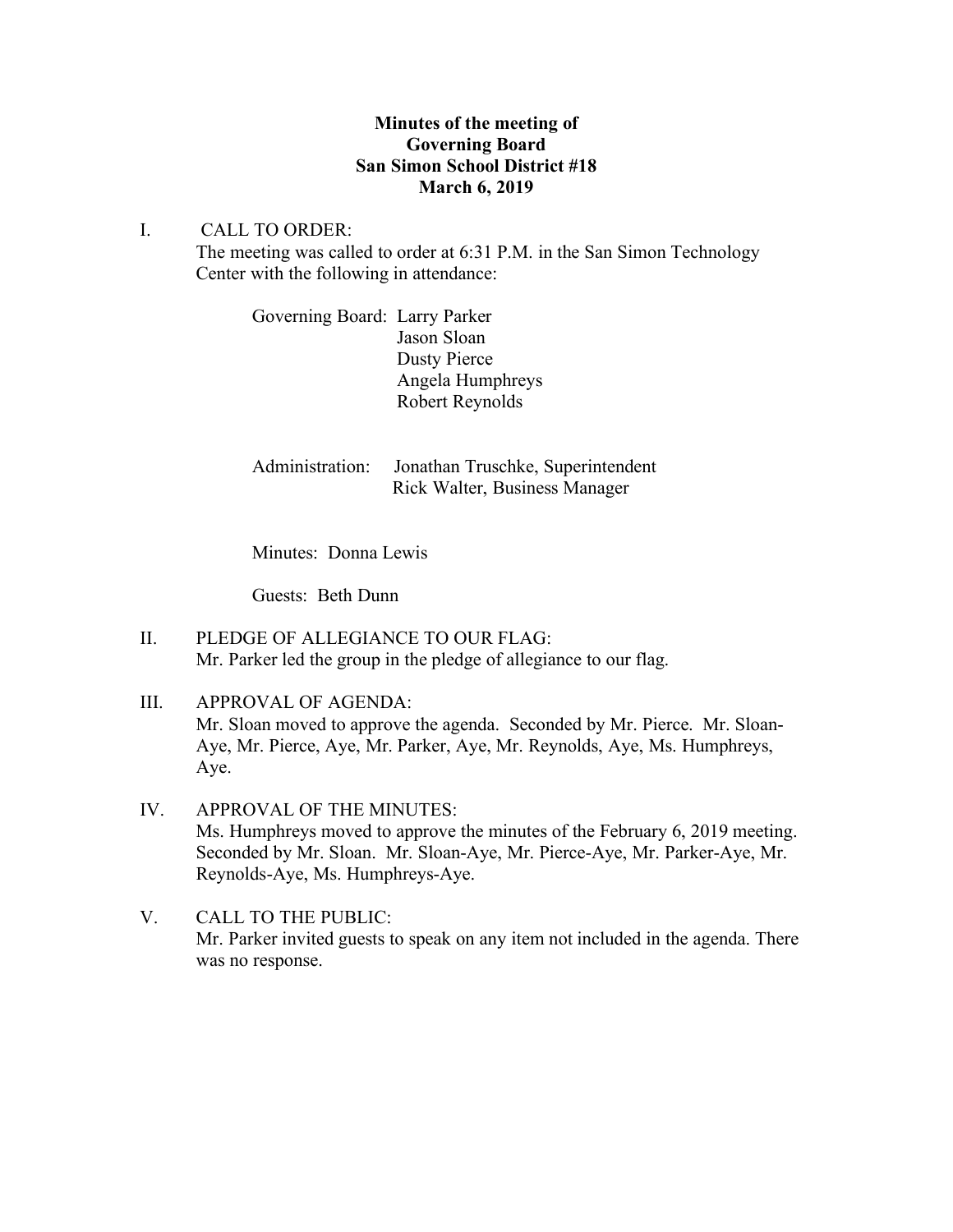**Minutes of the meeting of**
**Governing Board**
**San Simon School District #18**
**March 6, 2019**

I. CALL TO ORDER:
The meeting was called to order at 6:31 P.M. in the San Simon Technology Center with the following in attendance:

Governing Board: Larry Parker
Jason Sloan
Dusty Pierce
Angela Humphreys
Robert Reynolds

Administration: Jonathan Truschke, Superintendent
Rick Walter, Business Manager

Minutes: Donna Lewis

Guests: Beth Dunn

II. PLEDGE OF ALLEGIANCE TO OUR FLAG:
Mr. Parker led the group in the pledge of allegiance to our flag.

III. APPROVAL OF AGENDA:
Mr. Sloan moved to approve the agenda. Seconded by Mr. Pierce. Mr. Sloan-Aye, Mr. Pierce, Aye, Mr. Parker, Aye, Mr. Reynolds, Aye, Ms. Humphreys, Aye.

IV. APPROVAL OF THE MINUTES:
Ms. Humphreys moved to approve the minutes of the February 6, 2019 meeting. Seconded by Mr. Sloan. Mr. Sloan-Aye, Mr. Pierce-Aye, Mr. Parker-Aye, Mr. Reynolds-Aye, Ms. Humphreys-Aye.

V. CALL TO THE PUBLIC:
Mr. Parker invited guests to speak on any item not included in the agenda. There was no response.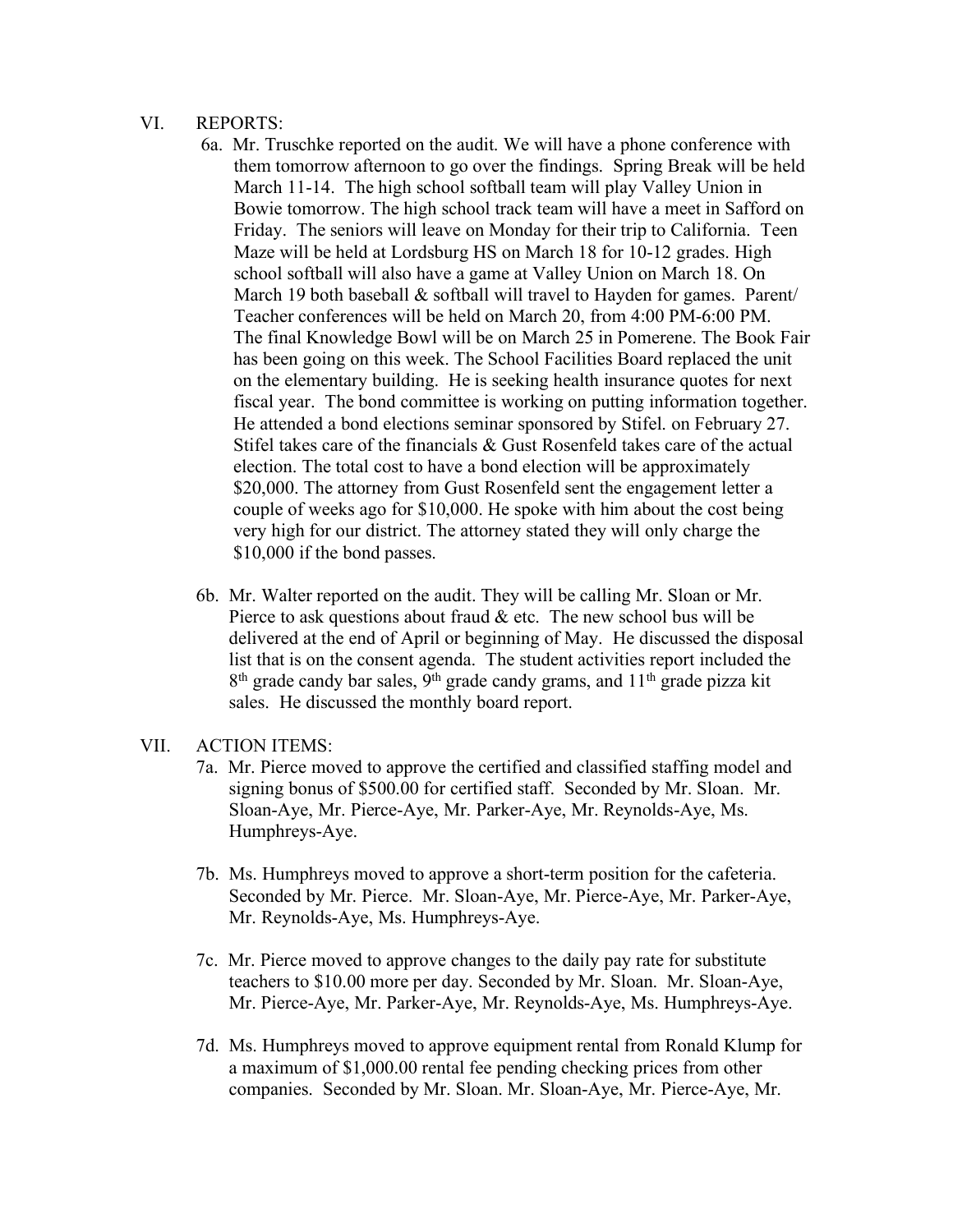VI. REPORTS:

6a. Mr. Truschke reported on the audit. We will have a phone conference with them tomorrow afternoon to go over the findings. Spring Break will be held March 11-14. The high school softball team will play Valley Union in Bowie tomorrow. The high school track team will have a meet in Safford on Friday. The seniors will leave on Monday for their trip to California. Teen Maze will be held at Lordsburg HS on March 18 for 10-12 grades. High school softball will also have a game at Valley Union on March 18. On March 19 both baseball & softball will travel to Hayden for games. Parent/ Teacher conferences will be held on March 20, from 4:00 PM-6:00 PM. The final Knowledge Bowl will be on March 25 in Pomerene. The Book Fair has been going on this week. The School Facilities Board replaced the unit on the elementary building. He is seeking health insurance quotes for next fiscal year. The bond committee is working on putting information together. He attended a bond elections seminar sponsored by Stifel. on February 27. Stifel takes care of the financials & Gust Rosenfeld takes care of the actual election. The total cost to have a bond election will be approximately $20,000. The attorney from Gust Rosenfeld sent the engagement letter a couple of weeks ago for $10,000. He spoke with him about the cost being very high for our district. The attorney stated they will only charge the $10,000 if the bond passes.

6b. Mr. Walter reported on the audit. They will be calling Mr. Sloan or Mr. Pierce to ask questions about fraud & etc. The new school bus will be delivered at the end of April or beginning of May. He discussed the disposal list that is on the consent agenda. The student activities report included the 8th grade candy bar sales, 9th grade candy grams, and 11th grade pizza kit sales. He discussed the monthly board report.

VII. ACTION ITEMS:

7a. Mr. Pierce moved to approve the certified and classified staffing model and signing bonus of $500.00 for certified staff. Seconded by Mr. Sloan. Mr. Sloan-Aye, Mr. Pierce-Aye, Mr. Parker-Aye, Mr. Reynolds-Aye, Ms. Humphreys-Aye.

7b. Ms. Humphreys moved to approve a short-term position for the cafeteria. Seconded by Mr. Pierce. Mr. Sloan-Aye, Mr. Pierce-Aye, Mr. Parker-Aye, Mr. Reynolds-Aye, Ms. Humphreys-Aye.

7c. Mr. Pierce moved to approve changes to the daily pay rate for substitute teachers to $10.00 more per day. Seconded by Mr. Sloan. Mr. Sloan-Aye, Mr. Pierce-Aye, Mr. Parker-Aye, Mr. Reynolds-Aye, Ms. Humphreys-Aye.

7d. Ms. Humphreys moved to approve equipment rental from Ronald Klump for a maximum of $1,000.00 rental fee pending checking prices from other companies. Seconded by Mr. Sloan. Mr. Sloan-Aye, Mr. Pierce-Aye, Mr.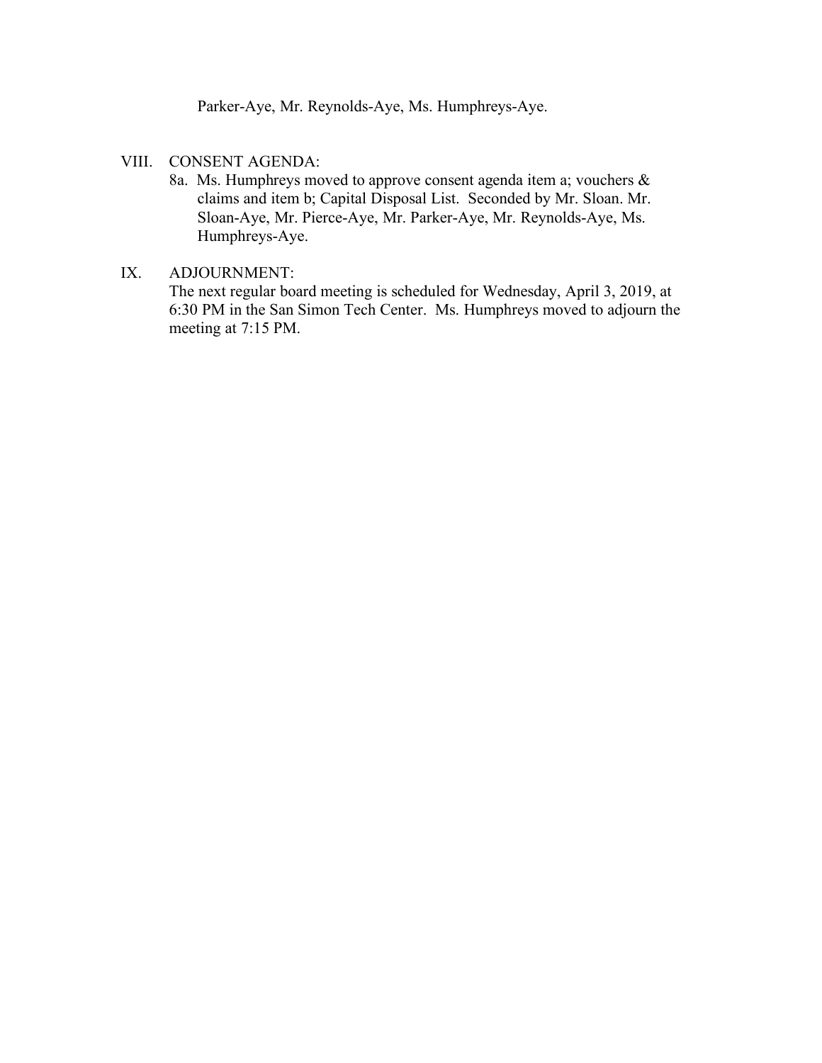Parker-Aye, Mr. Reynolds-Aye, Ms. Humphreys-Aye.

VIII. CONSENT AGENDA:

8a. Ms. Humphreys moved to approve consent agenda item a; vouchers & claims and item b; Capital Disposal List. Seconded by Mr. Sloan. Mr. Sloan-Aye, Mr. Pierce-Aye, Mr. Parker-Aye, Mr. Reynolds-Aye, Ms. Humphreys-Aye.

IX. ADJOURNMENT:

The next regular board meeting is scheduled for Wednesday, April 3, 2019, at 6:30 PM in the San Simon Tech Center. Ms. Humphreys moved to adjourn the meeting at 7:15 PM.